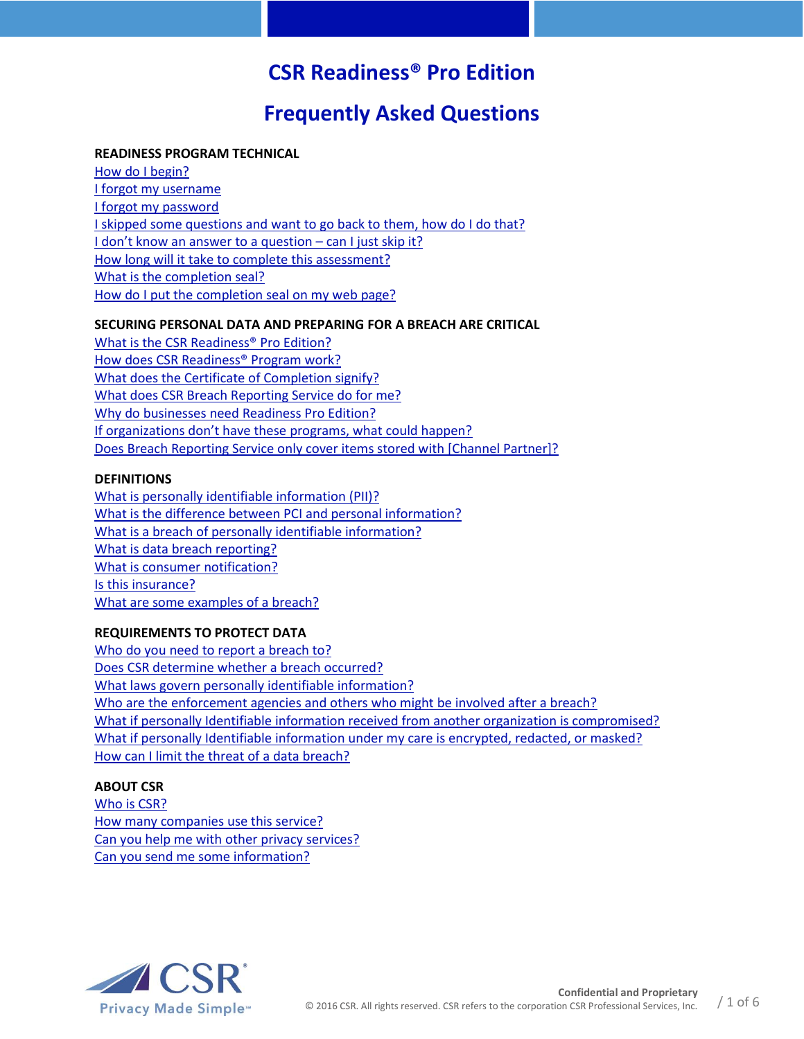# CSR Readiness® Pro Edition

# Frequently Asked Questions

**READINESS PROGRAM TECHNICAL**

How do I begin?
I forgot my username
I forgot my password
I skipped some questions and want to go back to them, how do I do that?
I don't know an answer to a question – can I just skip it?
How long will it take to complete this assessment?
What is the completion seal?
How do I put the completion seal on my web page?

**SECURING PERSONAL DATA AND PREPARING FOR A BREACH ARE CRITICAL**

What is the CSR Readiness® Pro Edition?
How does CSR Readiness® Program work?
What does the Certificate of Completion signify?
What does CSR Breach Reporting Service do for me?
Why do businesses need Readiness Pro Edition?
If organizations don't have these programs, what could happen?
Does Breach Reporting Service only cover items stored with [Channel Partner]?

**DEFINITIONS**

What is personally identifiable information (PII)?
What is the difference between PCI and personal information?
What is a breach of personally identifiable information?
What is data breach reporting?
What is consumer notification?
Is this insurance?
What are some examples of a breach?

**REQUIREMENTS TO PROTECT DATA**

Who do you need to report a breach to?
Does CSR determine whether a breach occurred?
What laws govern personally identifiable information?
Who are the enforcement agencies and others who might be involved after a breach?
What if personally Identifiable information received from another organization is compromised?
What if personally Identifiable information under my care is encrypted, redacted, or masked?
How can I limit the threat of a data breach?

**ABOUT CSR**

Who is CSR?
How many companies use this service?
Can you help me with other privacy services?
Can you send me some information?

CSR® Privacy Made Simple™

**Confidential and Proprietary**
© 2016 CSR. All rights reserved. CSR refers to the corporation CSR Professional Services, Inc.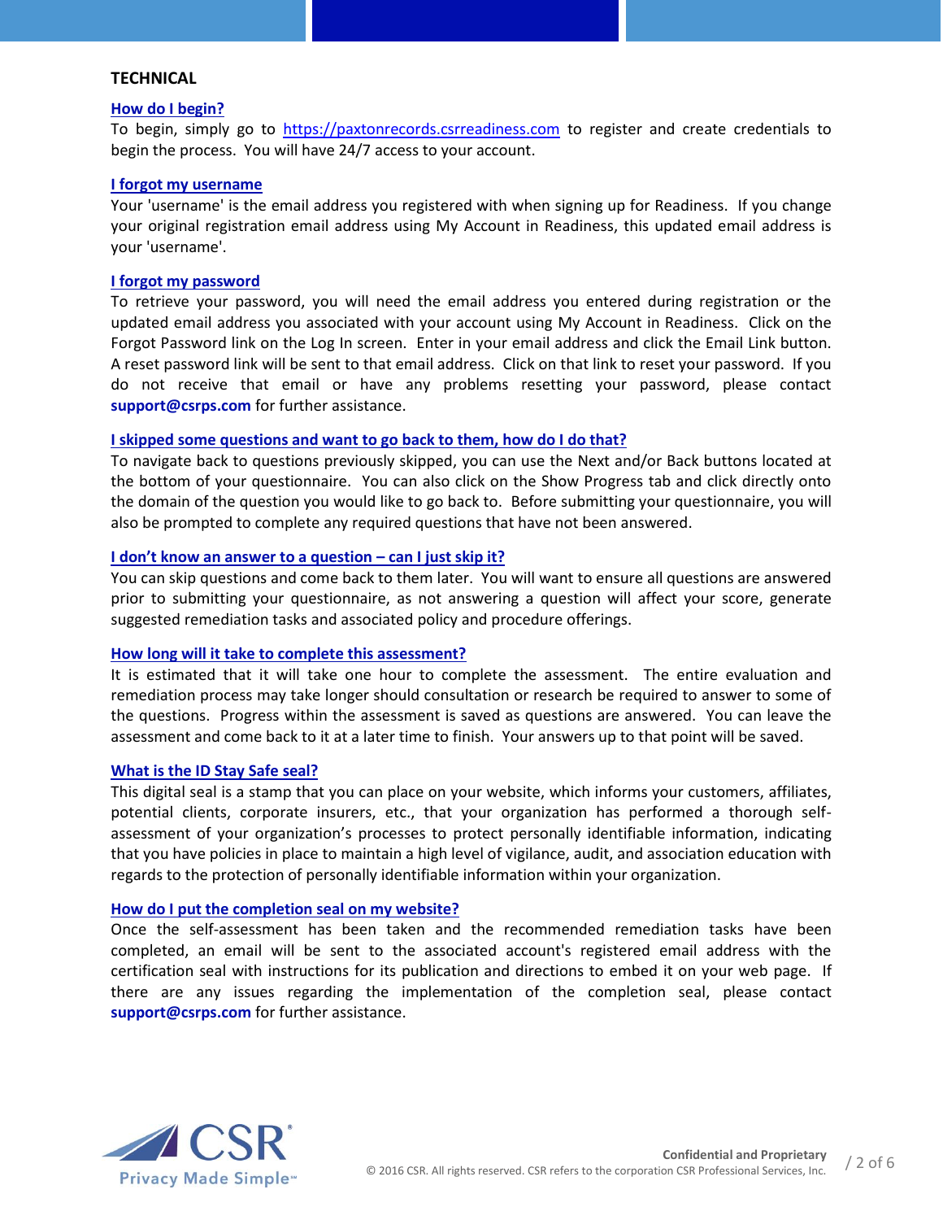## TECHNICAL

### How do I begin?

To begin, simply go to https://paxtonrecords.csrreadiness.com to register and create credentials to begin the process. You will have 24/7 access to your account.

### I forgot my username

Your 'username' is the email address you registered with when signing up for Readiness. If you change your original registration email address using My Account in Readiness, this updated email address is your 'username'.

### I forgot my password

To retrieve your password, you will need the email address you entered during registration or the updated email address you associated with your account using My Account in Readiness. Click on the Forgot Password link on the Log In screen. Enter in your email address and click the Email Link button. A reset password link will be sent to that email address. Click on that link to reset your password. If you do not receive that email or have any problems resetting your password, please contact **support@csrps.com** for further assistance.

### I skipped some questions and want to go back to them, how do I do that?

To navigate back to questions previously skipped, you can use the Next and/or Back buttons located at the bottom of your questionnaire. You can also click on the Show Progress tab and click directly onto the domain of the question you would like to go back to. Before submitting your questionnaire, you will also be prompted to complete any required questions that have not been answered.

### I don't know an answer to a question – can I just skip it?

You can skip questions and come back to them later. You will want to ensure all questions are answered prior to submitting your questionnaire, as not answering a question will affect your score, generate suggested remediation tasks and associated policy and procedure offerings.

### How long will it take to complete this assessment?

It is estimated that it will take one hour to complete the assessment. The entire evaluation and remediation process may take longer should consultation or research be required to answer to some of the questions. Progress within the assessment is saved as questions are answered. You can leave the assessment and come back to it at a later time to finish. Your answers up to that point will be saved.

### What is the ID Stay Safe seal?

This digital seal is a stamp that you can place on your website, which informs your customers, affiliates, potential clients, corporate insurers, etc., that your organization has performed a thorough self-assessment of your organization's processes to protect personally identifiable information, indicating that you have policies in place to maintain a high level of vigilance, audit, and association education with regards to the protection of personally identifiable information within your organization.

### How do I put the completion seal on my website?

Once the self-assessment has been taken and the recommended remediation tasks have been completed, an email will be sent to the associated account's registered email address with the certification seal with instructions for its publication and directions to embed it on your web page. If there are any issues regarding the implementation of the completion seal, please contact **support@csrps.com** for further assistance.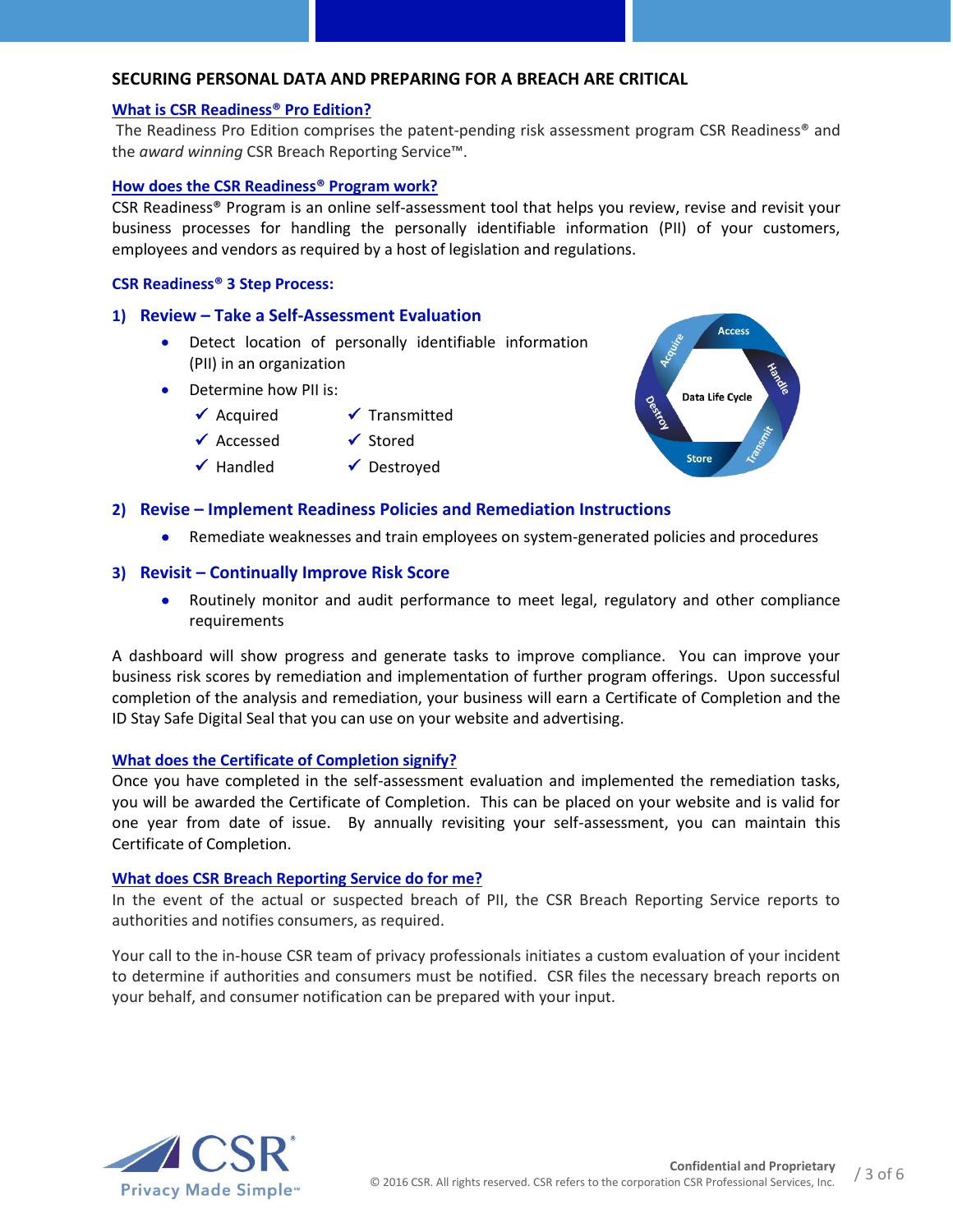## SECURING PERSONAL DATA AND PREPARING FOR A BREACH ARE CRITICAL

### What is CSR Readiness® Pro Edition?

The Readiness Pro Edition comprises the patent-pending risk assessment program CSR Readiness® and the *award winning* CSR Breach Reporting Service™.

### How does the CSR Readiness® Program work?

CSR Readiness® Program is an online self-assessment tool that helps you review, revise and revisit your business processes for handling the personally identifiable information (PII) of your customers, employees and vendors as required by a host of legislation and regulations.

### CSR Readiness® 3 Step Process:

#### 1) Review – Take a Self-Assessment Evaluation

- Detect location of personally identifiable information (PII) in an organization
- Determine how PII is:
  - ✓ Acquired
  - ✓ Accessed
  - ✓ Handled
  - ✓ Transmitted
  - ✓ Stored
  - ✓ Destroyed

Data Life Cycle: Acquire, Access, Handle, Transmit, Store, Destroy

#### 2) Revise – Implement Readiness Policies and Remediation Instructions

- Remediate weaknesses and train employees on system-generated policies and procedures

#### 3) Revisit – Continually Improve Risk Score

- Routinely monitor and audit performance to meet legal, regulatory and other compliance requirements

A dashboard will show progress and generate tasks to improve compliance. You can improve your business risk scores by remediation and implementation of further program offerings. Upon successful completion of the analysis and remediation, your business will earn a Certificate of Completion and the ID Stay Safe Digital Seal that you can use on your website and advertising.

### What does the Certificate of Completion signify?

Once you have completed in the self-assessment evaluation and implemented the remediation tasks, you will be awarded the Certificate of Completion. This can be placed on your website and is valid for one year from date of issue. By annually revisiting your self-assessment, you can maintain this Certificate of Completion.

### What does CSR Breach Reporting Service do for me?

In the event of the actual or suspected breach of PII, the CSR Breach Reporting Service reports to authorities and notifies consumers, as required.

Your call to the in-house CSR team of privacy professionals initiates a custom evaluation of your incident to determine if authorities and consumers must be notified. CSR files the necessary breach reports on your behalf, and consumer notification can be prepared with your input.

CSR® Privacy Made Simple™

**Confidential and Proprietary**
© 2016 CSR. All rights reserved. CSR refers to the corporation CSR Professional Services, Inc.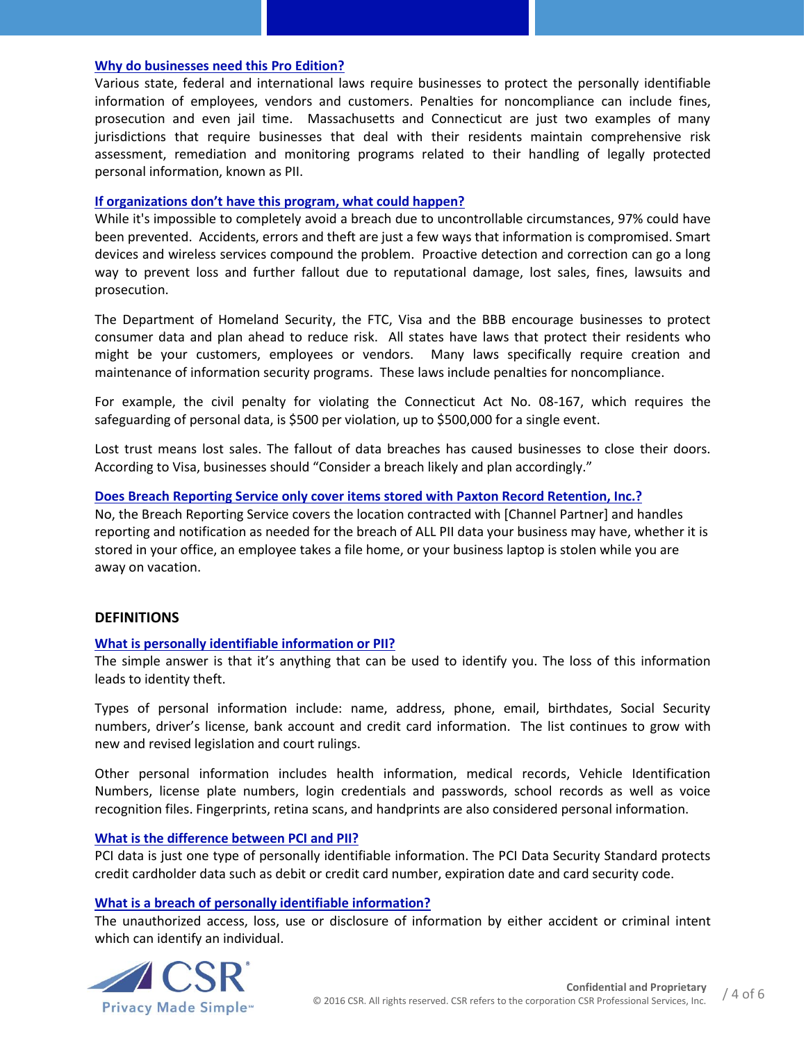### Why do businesses need this Pro Edition?

Various state, federal and international laws require businesses to protect the personally identifiable information of employees, vendors and customers. Penalties for noncompliance can include fines, prosecution and even jail time. Massachusetts and Connecticut are just two examples of many jurisdictions that require businesses that deal with their residents maintain comprehensive risk assessment, remediation and monitoring programs related to their handling of legally protected personal information, known as PII.

### If organizations don't have this program, what could happen?

While it's impossible to completely avoid a breach due to uncontrollable circumstances, 97% could have been prevented. Accidents, errors and theft are just a few ways that information is compromised. Smart devices and wireless services compound the problem. Proactive detection and correction can go a long way to prevent loss and further fallout due to reputational damage, lost sales, fines, lawsuits and prosecution.

The Department of Homeland Security, the FTC, Visa and the BBB encourage businesses to protect consumer data and plan ahead to reduce risk. All states have laws that protect their residents who might be your customers, employees or vendors. Many laws specifically require creation and maintenance of information security programs. These laws include penalties for noncompliance.

For example, the civil penalty for violating the Connecticut Act No. 08-167, which requires the safeguarding of personal data, is $500 per violation, up to $500,000 for a single event.

Lost trust means lost sales. The fallout of data breaches has caused businesses to close their doors. According to Visa, businesses should "Consider a breach likely and plan accordingly."

### Does Breach Reporting Service only cover items stored with Paxton Record Retention, Inc.?

No, the Breach Reporting Service covers the location contracted with [Channel Partner] and handles reporting and notification as needed for the breach of ALL PII data your business may have, whether it is stored in your office, an employee takes a file home, or your business laptop is stolen while you are away on vacation.

## DEFINITIONS

### What is personally identifiable information or PII?

The simple answer is that it's anything that can be used to identify you. The loss of this information leads to identity theft.

Types of personal information include: name, address, phone, email, birthdates, Social Security numbers, driver's license, bank account and credit card information. The list continues to grow with new and revised legislation and court rulings.

Other personal information includes health information, medical records, Vehicle Identification Numbers, license plate numbers, login credentials and passwords, school records as well as voice recognition files. Fingerprints, retina scans, and handprints are also considered personal information.

### What is the difference between PCI and PII?

PCI data is just one type of personally identifiable information. The PCI Data Security Standard protects credit cardholder data such as debit or credit card number, expiration date and card security code.

### What is a breach of personally identifiable information?

The unauthorized access, loss, use or disclosure of information by either accident or criminal intent which can identify an individual.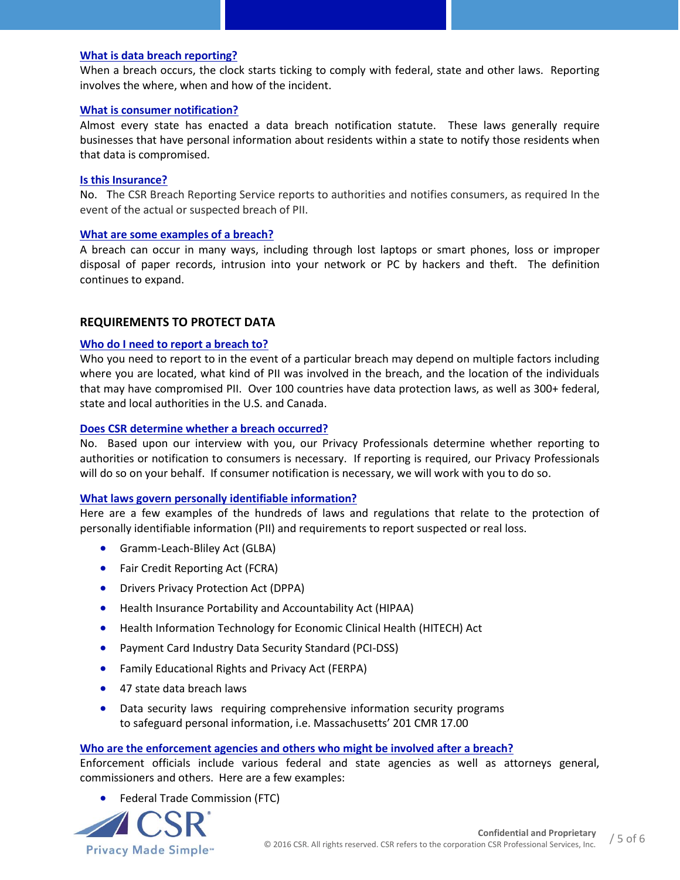### What is data breach reporting?

When a breach occurs, the clock starts ticking to comply with federal, state and other laws. Reporting involves the where, when and how of the incident.

### What is consumer notification?

Almost every state has enacted a data breach notification statute. These laws generally require businesses that have personal information about residents within a state to notify those residents when that data is compromised.

### Is this Insurance?

No. The CSR Breach Reporting Service reports to authorities and notifies consumers, as required In the event of the actual or suspected breach of PII.

### What are some examples of a breach?

A breach can occur in many ways, including through lost laptops or smart phones, loss or improper disposal of paper records, intrusion into your network or PC by hackers and theft. The definition continues to expand.

## REQUIREMENTS TO PROTECT DATA

### Who do I need to report a breach to?

Who you need to report to in the event of a particular breach may depend on multiple factors including where you are located, what kind of PII was involved in the breach, and the location of the individuals that may have compromised PII. Over 100 countries have data protection laws, as well as 300+ federal, state and local authorities in the U.S. and Canada.

### Does CSR determine whether a breach occurred?

No. Based upon our interview with you, our Privacy Professionals determine whether reporting to authorities or notification to consumers is necessary. If reporting is required, our Privacy Professionals will do so on your behalf. If consumer notification is necessary, we will work with you to do so.

### What laws govern personally identifiable information?

Here are a few examples of the hundreds of laws and regulations that relate to the protection of personally identifiable information (PII) and requirements to report suspected or real loss.

- Gramm-Leach-Bliley Act (GLBA)
- Fair Credit Reporting Act (FCRA)
- Drivers Privacy Protection Act (DPPA)
- Health Insurance Portability and Accountability Act (HIPAA)
- Health Information Technology for Economic Clinical Health (HITECH) Act
- Payment Card Industry Data Security Standard (PCI-DSS)
- Family Educational Rights and Privacy Act (FERPA)
- 47 state data breach laws
- Data security laws requiring comprehensive information security programs to safeguard personal information, i.e. Massachusetts' 201 CMR 17.00

### Who are the enforcement agencies and others who might be involved after a breach?

Enforcement officials include various federal and state agencies as well as attorneys general, commissioners and others. Here are a few examples:

- Federal Trade Commission (FTC)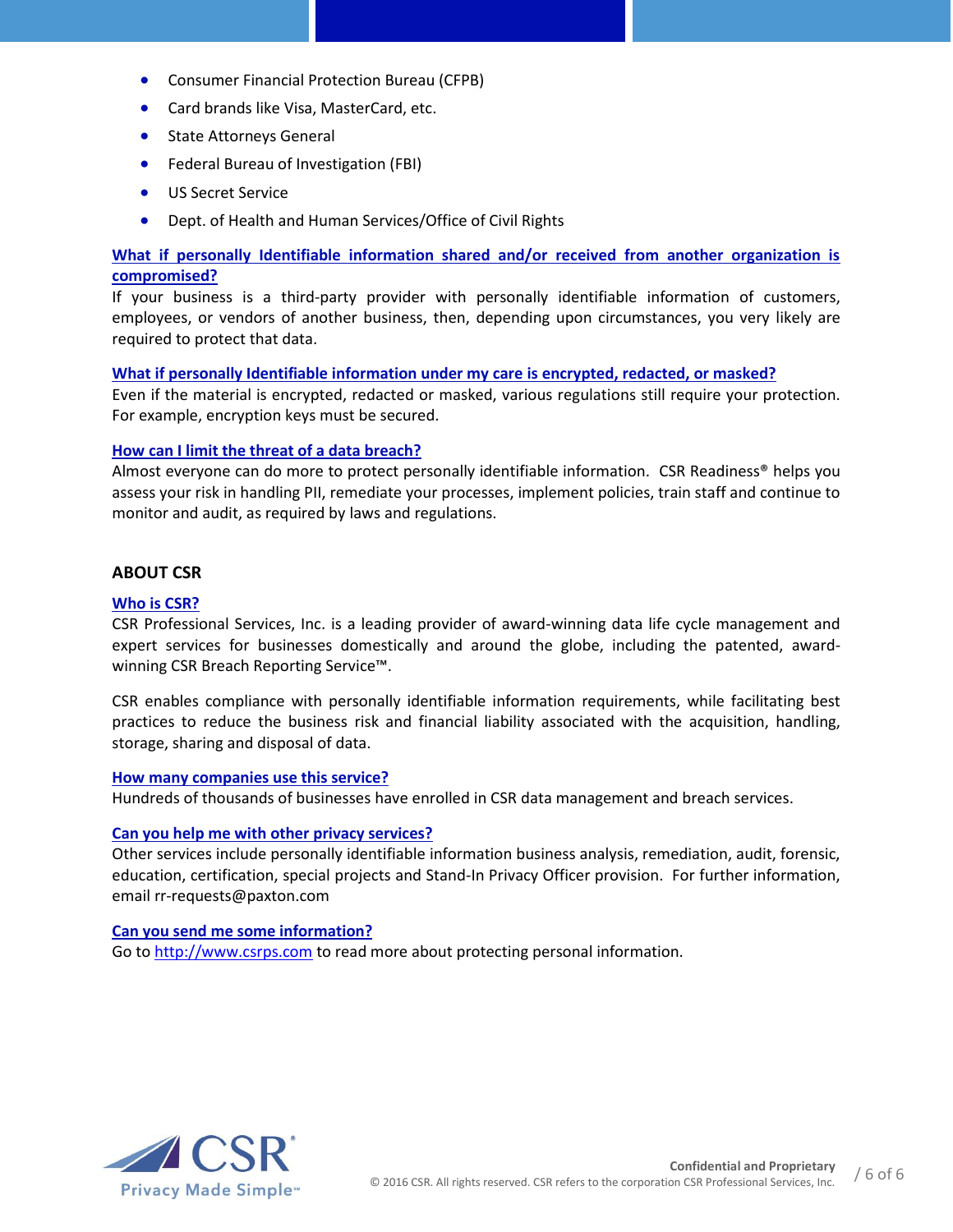- Consumer Financial Protection Bureau (CFPB)
- Card brands like Visa, MasterCard, etc.
- State Attorneys General
- Federal Bureau of Investigation (FBI)
- US Secret Service
- Dept. of Health and Human Services/Office of Civil Rights

### What if personally Identifiable information shared and/or received from another organization is compromised?

If your business is a third-party provider with personally identifiable information of customers, employees, or vendors of another business, then, depending upon circumstances, you very likely are required to protect that data.

### What if personally Identifiable information under my care is encrypted, redacted, or masked?

Even if the material is encrypted, redacted or masked, various regulations still require your protection. For example, encryption keys must be secured.

### How can I limit the threat of a data breach?

Almost everyone can do more to protect personally identifiable information. CSR Readiness® helps you assess your risk in handling PII, remediate your processes, implement policies, train staff and continue to monitor and audit, as required by laws and regulations.

## ABOUT CSR

### Who is CSR?

CSR Professional Services, Inc. is a leading provider of award-winning data life cycle management and expert services for businesses domestically and around the globe, including the patented, award-winning CSR Breach Reporting Service™.

CSR enables compliance with personally identifiable information requirements, while facilitating best practices to reduce the business risk and financial liability associated with the acquisition, handling, storage, sharing and disposal of data.

### How many companies use this service?

Hundreds of thousands of businesses have enrolled in CSR data management and breach services.

### Can you help me with other privacy services?

Other services include personally identifiable information business analysis, remediation, audit, forensic, education, certification, special projects and Stand-In Privacy Officer provision. For further information, email rr-requests@paxton.com

### Can you send me some information?

Go to http://www.csrps.com to read more about protecting personal information.

CSR®
Privacy Made Simple™

Confidential and Proprietary
© 2016 CSR. All rights reserved. CSR refers to the corporation CSR Professional Services, Inc.